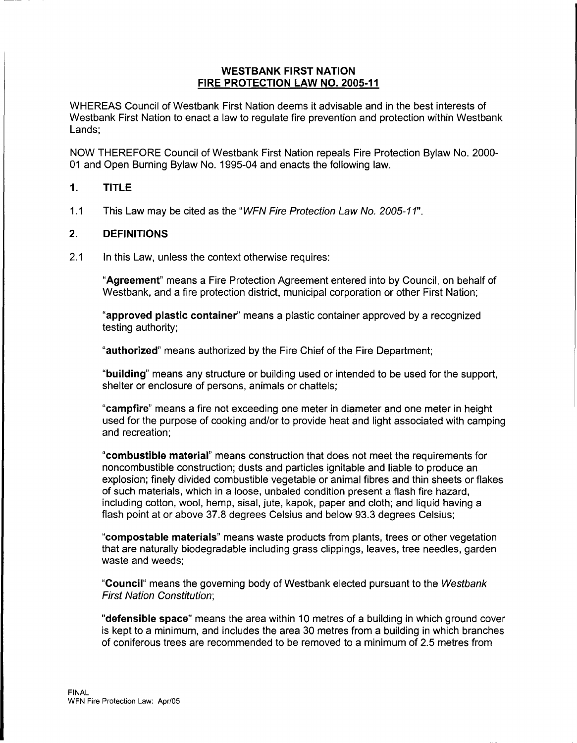# WESTBANK FIRST NATION
## FIRE PROTECTION LAW NO. 2005-11

WHEREAS Council of Westbank First Nation deems it advisable and in the best interests of Westbank First Nation to enact a law to regulate fire prevention and protection within Westbank Lands;

NOW THEREFORE Council of Westbank First Nation repeals Fire Protection Bylaw No. 2000-01 and Open Burning Bylaw No. 1995-04 and enacts the following law.

### 1. TITLE

1.1 This Law may be cited as the "*WFN Fire Protection Law No. 2005-11*".

### 2. DEFINITIONS

2.1 In this Law, unless the context otherwise requires:

"**Agreement**" means a Fire Protection Agreement entered into by Council, on behalf of Westbank, and a fire protection district, municipal corporation or other First Nation;

"**approved plastic container**" means a plastic container approved by a recognized testing authority;

"**authorized**" means authorized by the Fire Chief of the Fire Department;

"**building**" means any structure or building used or intended to be used for the support, shelter or enclosure of persons, animals or chattels;

"**campfire**" means a fire not exceeding one meter in diameter and one meter in height used for the purpose of cooking and/or to provide heat and light associated with camping and recreation;

"**combustible material**" means construction that does not meet the requirements for noncombustible construction; dusts and particles ignitable and liable to produce an explosion; finely divided combustible vegetable or animal fibres and thin sheets or flakes of such materials, which in a loose, unbaled condition present a flash fire hazard, including cotton, wool, hemp, sisal, jute, kapok, paper and cloth; and liquid having a flash point at or above 37.8 degrees Celsius and below 93.3 degrees Celsius;

"**compostable materials**" means waste products from plants, trees or other vegetation that are naturally biodegradable including grass clippings, leaves, tree needles, garden waste and weeds;

"**Council**" means the governing body of Westbank elected pursuant to the *Westbank First Nation Constitution*;

"**defensible space**" means the area within 10 metres of a building in which ground cover is kept to a minimum, and includes the area 30 metres from a building in which branches of coniferous trees are recommended to be removed to a minimum of 2.5 metres from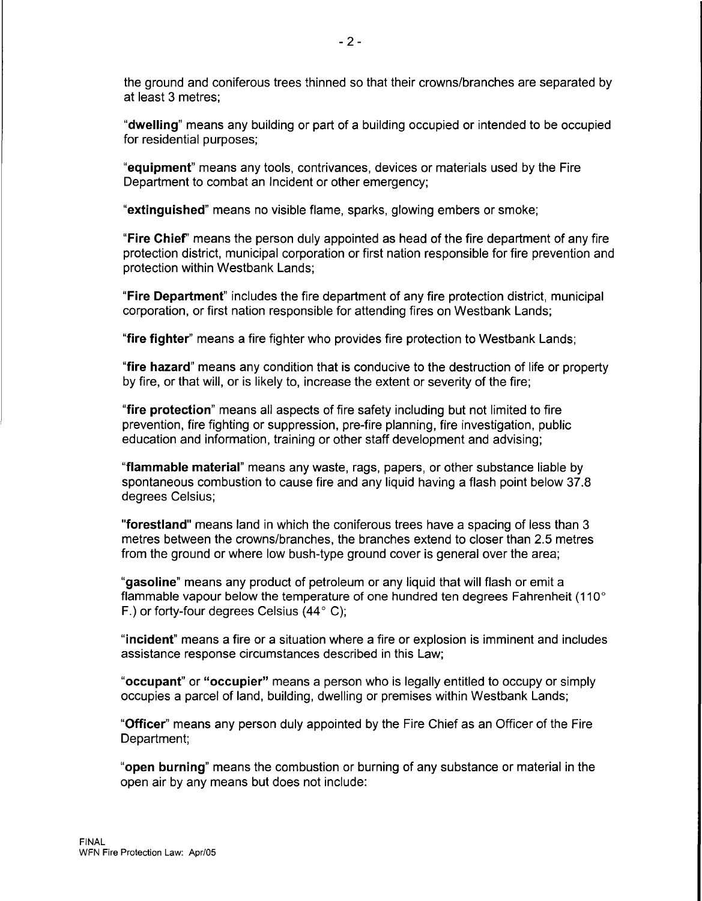the ground and coniferous trees thinned so that their crowns/branches are separated by at least 3 metres;

"**dwelling**" means any building or part of a building occupied or intended to be occupied for residential purposes;

"**equipment**" means any tools, contrivances, devices or materials used by the Fire Department to combat an Incident or other emergency;

"**extinguished**" means no visible flame, sparks, glowing embers or smoke;

"**Fire Chief**" means the person duly appointed as head of the fire department of any fire protection district, municipal corporation or first nation responsible for fire prevention and protection within Westbank Lands;

"**Fire Department**" includes the fire department of any fire protection district, municipal corporation, or first nation responsible for attending fires on Westbank Lands;

"**fire fighter**" means a fire fighter who provides fire protection to Westbank Lands;

"**fire hazard**" means any condition that is conducive to the destruction of life or property by fire, or that will, or is likely to, increase the extent or severity of the fire;

"**fire protection**" means all aspects of fire safety including but not limited to fire prevention, fire fighting or suppression, pre-fire planning, fire investigation, public education and information, training or other staff development and advising;

"**flammable material**" means any waste, rags, papers, or other substance liable by spontaneous combustion to cause fire and any liquid having a flash point below 37.8 degrees Celsius;

"**forestland**" means land in which the coniferous trees have a spacing of less than 3 metres between the crowns/branches, the branches extend to closer than 2.5 metres from the ground or where low bush-type ground cover is general over the area;

"**gasoline**" means any product of petroleum or any liquid that will flash or emit a flammable vapour below the temperature of one hundred ten degrees Fahrenheit (110° F.) or forty-four degrees Celsius (44° C);

"**incident**" means a fire or a situation where a fire or explosion is imminent and includes assistance response circumstances described in this Law;

"**occupant**" or "**occupier**" means a person who is legally entitled to occupy or simply occupies a parcel of land, building, dwelling or premises within Westbank Lands;

"**Officer**" means any person duly appointed by the Fire Chief as an Officer of the Fire Department;

"**open burning**" means the combustion or burning of any substance or material in the open air by any means but does not include: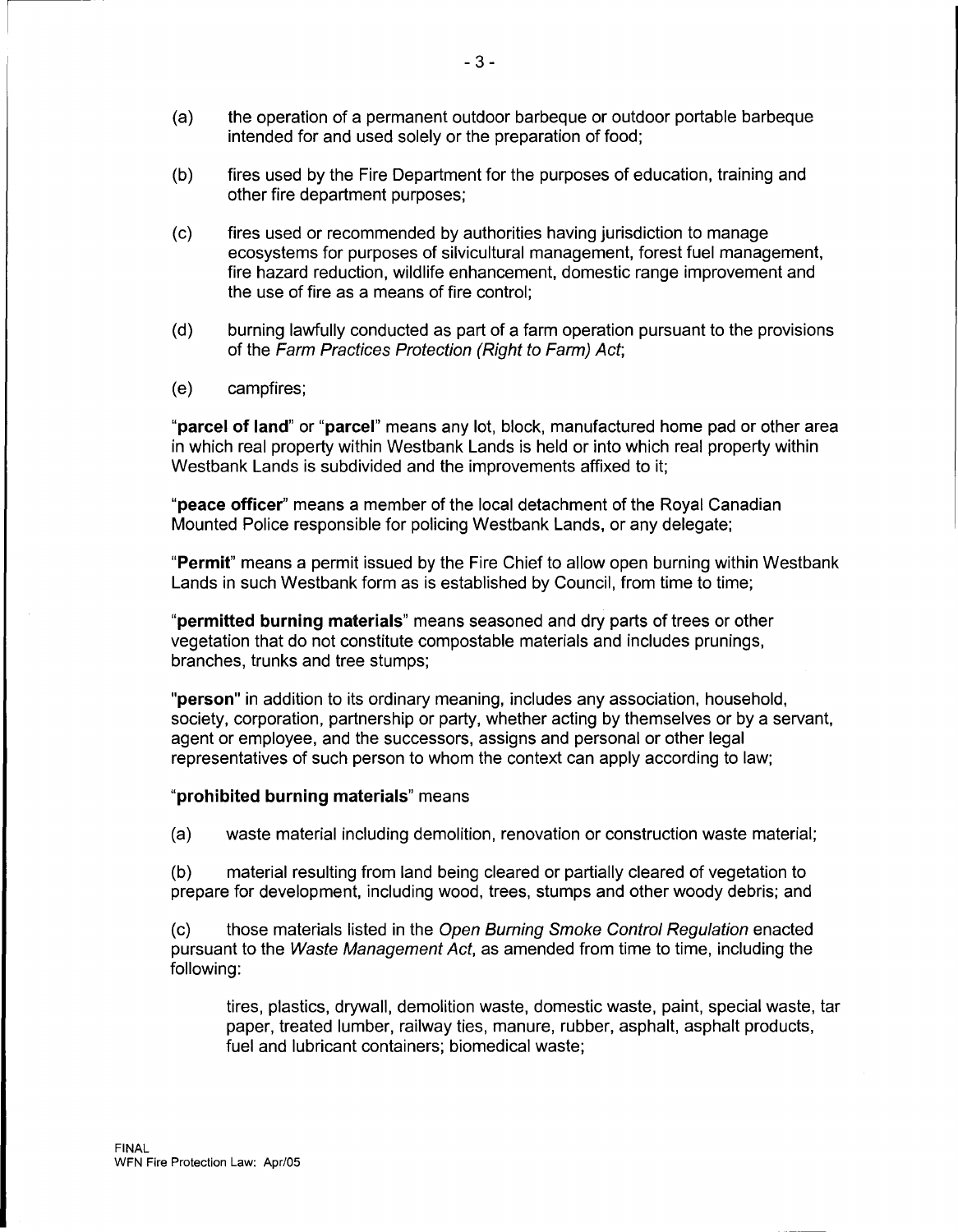(a) the operation of a permanent outdoor barbeque or outdoor portable barbeque intended for and used solely or the preparation of food;

(b) fires used by the Fire Department for the purposes of education, training and other fire department purposes;

(c) fires used or recommended by authorities having jurisdiction to manage ecosystems for purposes of silvicultural management, forest fuel management, fire hazard reduction, wildlife enhancement, domestic range improvement and the use of fire as a means of fire control;

(d) burning lawfully conducted as part of a farm operation pursuant to the provisions of the *Farm Practices Protection (Right to Farm) Act*;

(e) campfires;

"**parcel of land**" or "**parcel**" means any lot, block, manufactured home pad or other area in which real property within Westbank Lands is held or into which real property within Westbank Lands is subdivided and the improvements affixed to it;

"**peace officer**" means a member of the local detachment of the Royal Canadian Mounted Police responsible for policing Westbank Lands, or any delegate;

"**Permit**" means a permit issued by the Fire Chief to allow open burning within Westbank Lands in such Westbank form as is established by Council, from time to time;

"**permitted burning materials**" means seasoned and dry parts of trees or other vegetation that do not constitute compostable materials and includes prunings, branches, trunks and tree stumps;

"**person**" in addition to its ordinary meaning, includes any association, household, society, corporation, partnership or party, whether acting by themselves or by a servant, agent or employee, and the successors, assigns and personal or other legal representatives of such person to whom the context can apply according to law;

"**prohibited burning materials**" means

(a) waste material including demolition, renovation or construction waste material;

(b) material resulting from land being cleared or partially cleared of vegetation to prepare for development, including wood, trees, stumps and other woody debris; and

(c) those materials listed in the *Open Burning Smoke Control Regulation* enacted pursuant to the *Waste Management Act*, as amended from time to time, including the following:

> tires, plastics, drywall, demolition waste, domestic waste, paint, special waste, tar paper, treated lumber, railway ties, manure, rubber, asphalt, asphalt products, fuel and lubricant containers; biomedical waste;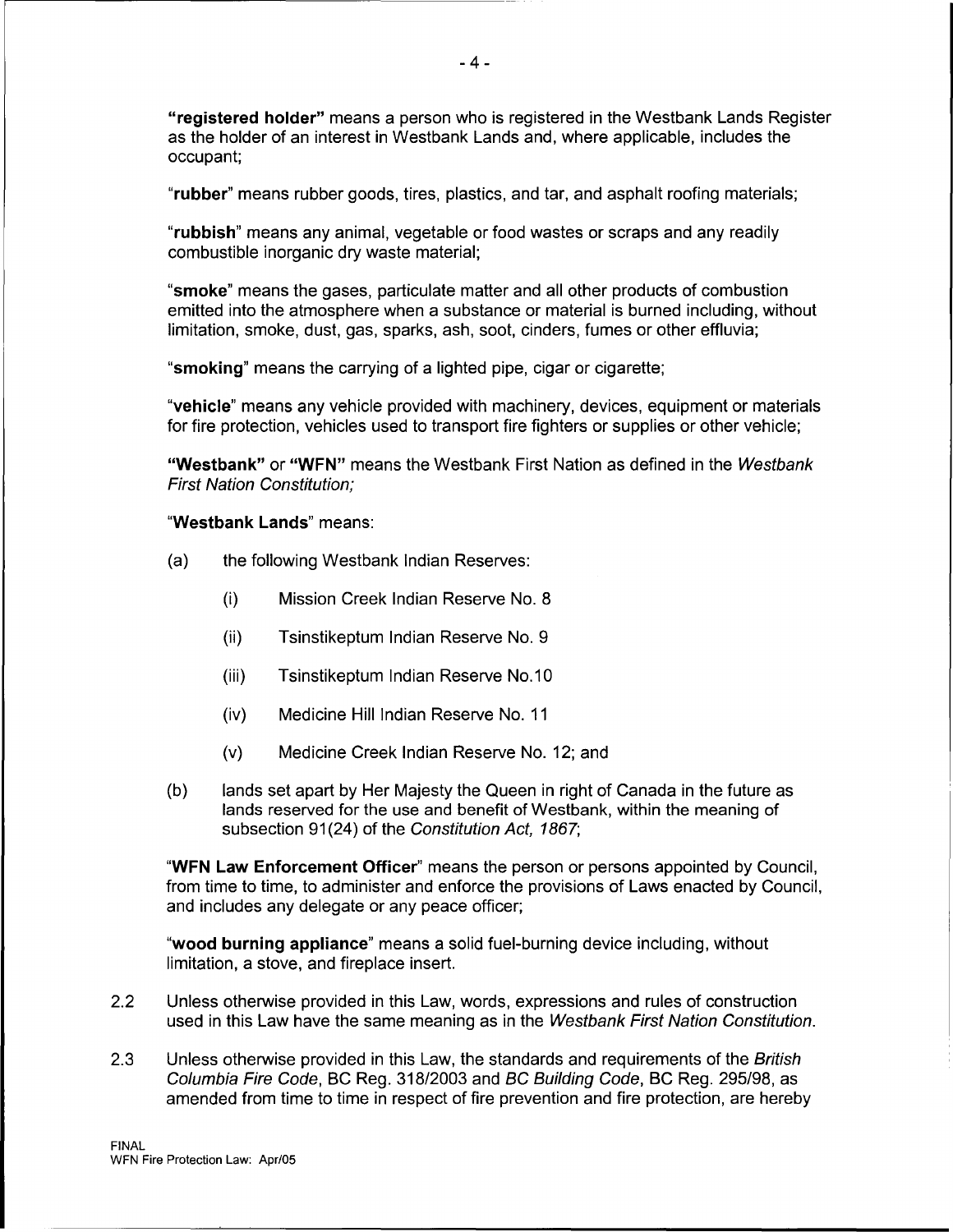**"registered holder"** means a person who is registered in the Westbank Lands Register as the holder of an interest in Westbank Lands and, where applicable, includes the occupant;

"**rubber**" means rubber goods, tires, plastics, and tar, and asphalt roofing materials;

"**rubbish**" means any animal, vegetable or food wastes or scraps and any readily combustible inorganic dry waste material;

"**smoke**" means the gases, particulate matter and all other products of combustion emitted into the atmosphere when a substance or material is burned including, without limitation, smoke, dust, gas, sparks, ash, soot, cinders, fumes or other effluvia;

"**smoking**" means the carrying of a lighted pipe, cigar or cigarette;

"**vehicle**" means any vehicle provided with machinery, devices, equipment or materials for fire protection, vehicles used to transport fire fighters or supplies or other vehicle;

**"Westbank"** or **"WFN"** means the Westbank First Nation as defined in the *Westbank First Nation Constitution;*

"**Westbank Lands**" means:

(a) the following Westbank Indian Reserves:

  (i) Mission Creek Indian Reserve No. 8

  (ii) Tsinstikeptum Indian Reserve No. 9

  (iii) Tsinstikeptum Indian Reserve No.10

  (iv) Medicine Hill Indian Reserve No. 11

  (v) Medicine Creek Indian Reserve No. 12; and

(b) lands set apart by Her Majesty the Queen in right of Canada in the future as lands reserved for the use and benefit of Westbank, within the meaning of subsection 91(24) of the *Constitution Act, 1867*;

"**WFN Law Enforcement Officer**" means the person or persons appointed by Council, from time to time, to administer and enforce the provisions of Laws enacted by Council, and includes any delegate or any peace officer;

"**wood burning appliance**" means a solid fuel-burning device including, without limitation, a stove, and fireplace insert.

2.2 Unless otherwise provided in this Law, words, expressions and rules of construction used in this Law have the same meaning as in the *Westbank First Nation Constitution*.

2.3 Unless otherwise provided in this Law, the standards and requirements of the *British Columbia Fire Code*, BC Reg. 318/2003 and *BC Building Code*, BC Reg. 295/98, as amended from time to time in respect of fire prevention and fire protection, are hereby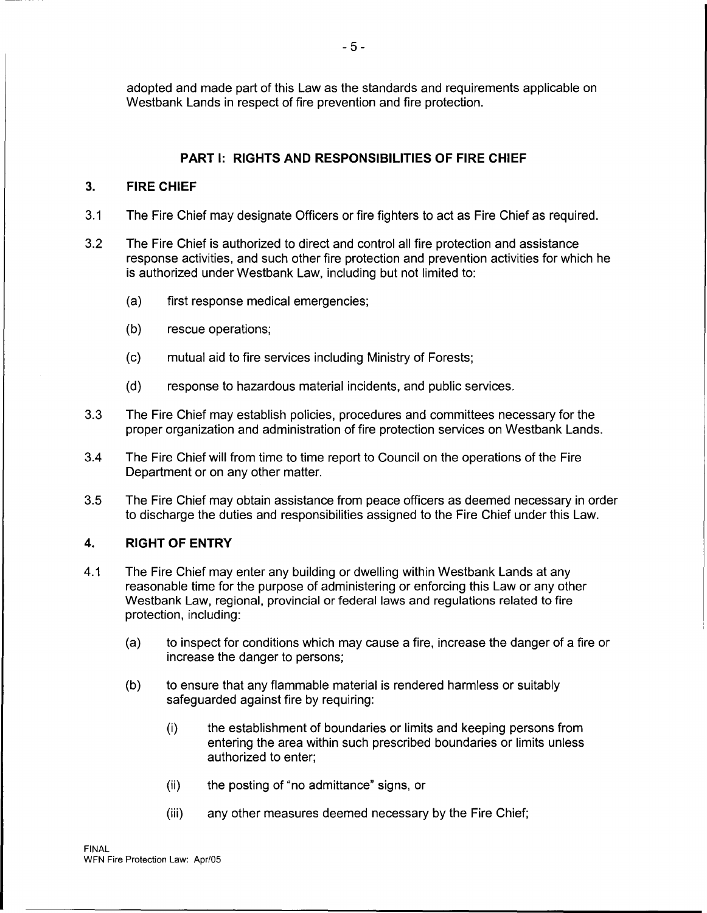adopted and made part of this Law as the standards and requirements applicable on Westbank Lands in respect of fire prevention and fire protection.

## PART I: RIGHTS AND RESPONSIBILITIES OF FIRE CHIEF

### 3. FIRE CHIEF

3.1 The Fire Chief may designate Officers or fire fighters to act as Fire Chief as required.

3.2 The Fire Chief is authorized to direct and control all fire protection and assistance response activities, and such other fire protection and prevention activities for which he is authorized under Westbank Law, including but not limited to:

- (a) first response medical emergencies;
- (b) rescue operations;
- (c) mutual aid to fire services including Ministry of Forests;
- (d) response to hazardous material incidents, and public services.

3.3 The Fire Chief may establish policies, procedures and committees necessary for the proper organization and administration of fire protection services on Westbank Lands.

3.4 The Fire Chief will from time to time report to Council on the operations of the Fire Department or on any other matter.

3.5 The Fire Chief may obtain assistance from peace officers as deemed necessary in order to discharge the duties and responsibilities assigned to the Fire Chief under this Law.

### 4. RIGHT OF ENTRY

4.1 The Fire Chief may enter any building or dwelling within Westbank Lands at any reasonable time for the purpose of administering or enforcing this Law or any other Westbank Law, regional, provincial or federal laws and regulations related to fire protection, including:

- (a) to inspect for conditions which may cause a fire, increase the danger of a fire or increase the danger to persons;
- (b) to ensure that any flammable material is rendered harmless or suitably safeguarded against fire by requiring:
  - (i) the establishment of boundaries or limits and keeping persons from entering the area within such prescribed boundaries or limits unless authorized to enter;
  - (ii) the posting of "no admittance" signs, or
  - (iii) any other measures deemed necessary by the Fire Chief;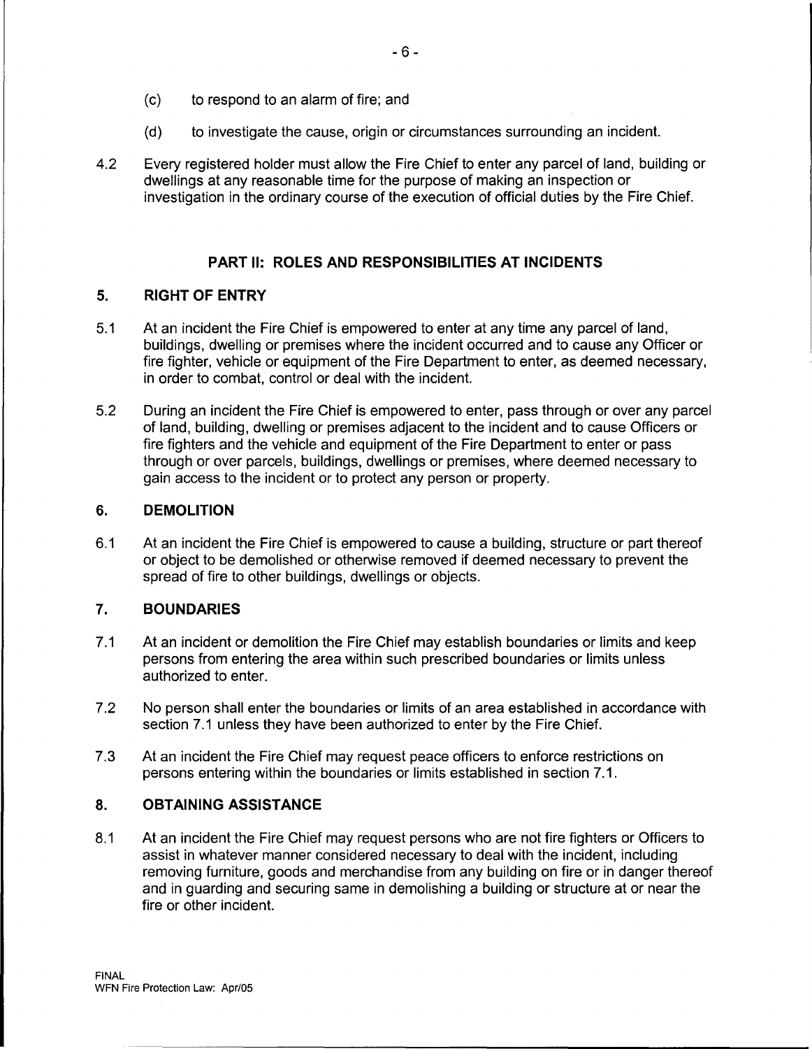(c) to respond to an alarm of fire; and

(d) to investigate the cause, origin or circumstances surrounding an incident.

4.2 Every registered holder must allow the Fire Chief to enter any parcel of land, building or dwellings at any reasonable time for the purpose of making an inspection or investigation in the ordinary course of the execution of official duties by the Fire Chief.

## PART II: ROLES AND RESPONSIBILITIES AT INCIDENTS

### 5. RIGHT OF ENTRY

5.1 At an incident the Fire Chief is empowered to enter at any time any parcel of land, buildings, dwelling or premises where the incident occurred and to cause any Officer or fire fighter, vehicle or equipment of the Fire Department to enter, as deemed necessary, in order to combat, control or deal with the incident.

5.2 During an incident the Fire Chief is empowered to enter, pass through or over any parcel of land, building, dwelling or premises adjacent to the incident and to cause Officers or fire fighters and the vehicle and equipment of the Fire Department to enter or pass through or over parcels, buildings, dwellings or premises, where deemed necessary to gain access to the incident or to protect any person or property.

### 6. DEMOLITION

6.1 At an incident the Fire Chief is empowered to cause a building, structure or part thereof or object to be demolished or otherwise removed if deemed necessary to prevent the spread of fire to other buildings, dwellings or objects.

### 7. BOUNDARIES

7.1 At an incident or demolition the Fire Chief may establish boundaries or limits and keep persons from entering the area within such prescribed boundaries or limits unless authorized to enter.

7.2 No person shall enter the boundaries or limits of an area established in accordance with section 7.1 unless they have been authorized to enter by the Fire Chief.

7.3 At an incident the Fire Chief may request peace officers to enforce restrictions on persons entering within the boundaries or limits established in section 7.1.

### 8. OBTAINING ASSISTANCE

8.1 At an incident the Fire Chief may request persons who are not fire fighters or Officers to assist in whatever manner considered necessary to deal with the incident, including removing furniture, goods and merchandise from any building on fire or in danger thereof and in guarding and securing same in demolishing a building or structure at or near the fire or other incident.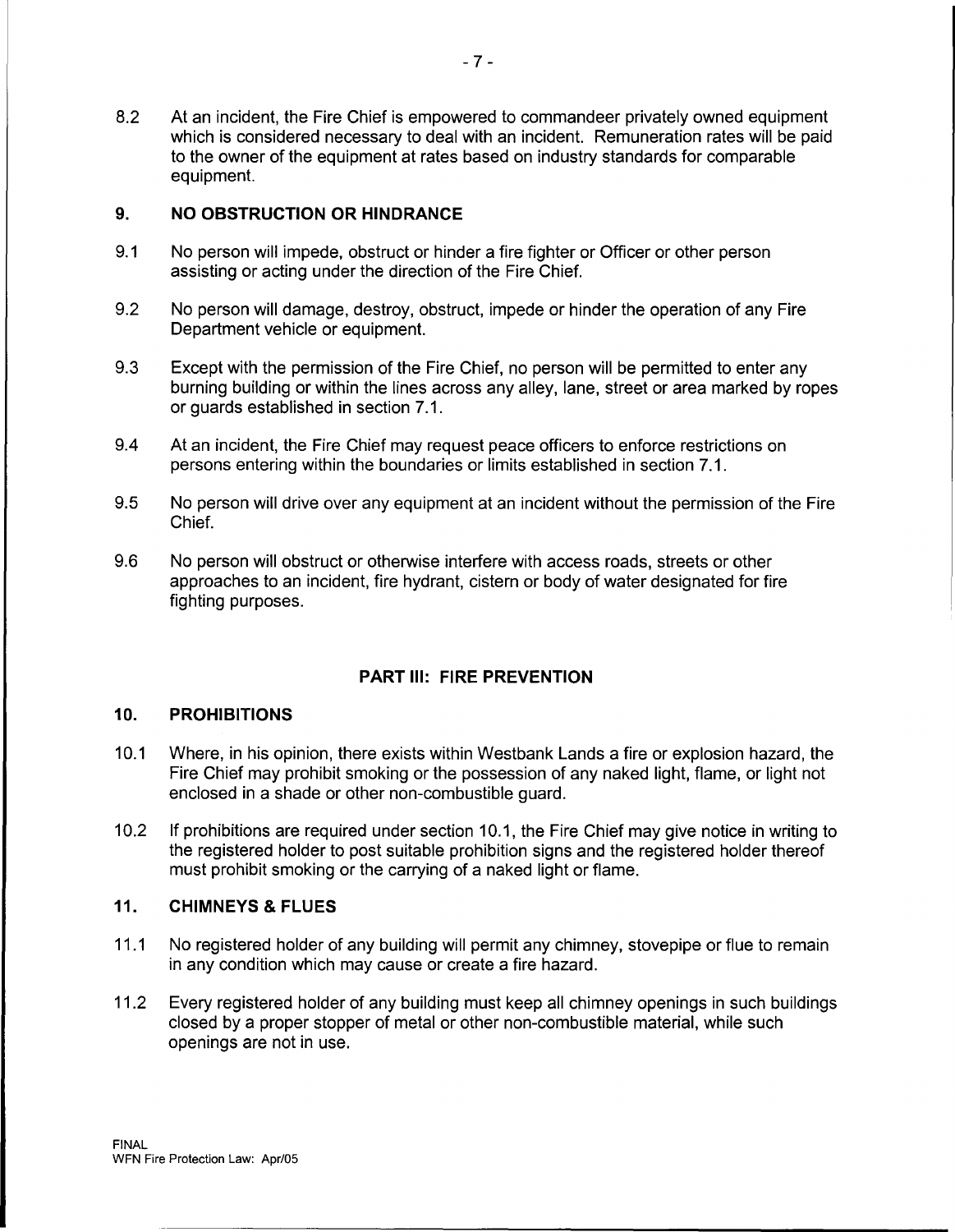8.2 At an incident, the Fire Chief is empowered to commandeer privately owned equipment which is considered necessary to deal with an incident. Remuneration rates will be paid to the owner of the equipment at rates based on industry standards for comparable equipment.

## 9. NO OBSTRUCTION OR HINDRANCE

9.1 No person will impede, obstruct or hinder a fire fighter or Officer or other person assisting or acting under the direction of the Fire Chief.

9.2 No person will damage, destroy, obstruct, impede or hinder the operation of any Fire Department vehicle or equipment.

9.3 Except with the permission of the Fire Chief, no person will be permitted to enter any burning building or within the lines across any alley, lane, street or area marked by ropes or guards established in section 7.1.

9.4 At an incident, the Fire Chief may request peace officers to enforce restrictions on persons entering within the boundaries or limits established in section 7.1.

9.5 No person will drive over any equipment at an incident without the permission of the Fire Chief.

9.6 No person will obstruct or otherwise interfere with access roads, streets or other approaches to an incident, fire hydrant, cistern or body of water designated for fire fighting purposes.

# PART III: FIRE PREVENTION

## 10. PROHIBITIONS

10.1 Where, in his opinion, there exists within Westbank Lands a fire or explosion hazard, the Fire Chief may prohibit smoking or the possession of any naked light, flame, or light not enclosed in a shade or other non-combustible guard.

10.2 If prohibitions are required under section 10.1, the Fire Chief may give notice in writing to the registered holder to post suitable prohibition signs and the registered holder thereof must prohibit smoking or the carrying of a naked light or flame.

## 11. CHIMNEYS & FLUES

11.1 No registered holder of any building will permit any chimney, stovepipe or flue to remain in any condition which may cause or create a fire hazard.

11.2 Every registered holder of any building must keep all chimney openings in such buildings closed by a proper stopper of metal or other non-combustible material, while such openings are not in use.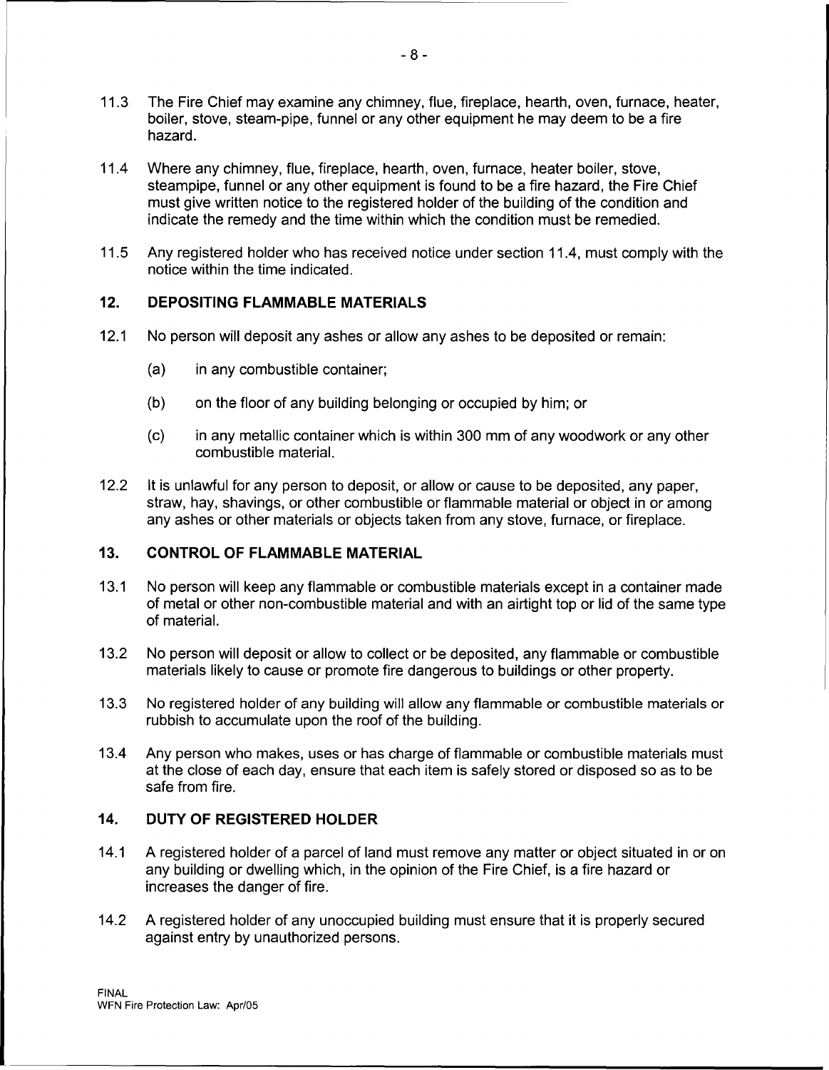11.3 The Fire Chief may examine any chimney, flue, fireplace, hearth, oven, furnace, heater, boiler, stove, steam-pipe, funnel or any other equipment he may deem to be a fire hazard.

11.4 Where any chimney, flue, fireplace, hearth, oven, furnace, heater boiler, stove, steampipe, funnel or any other equipment is found to be a fire hazard, the Fire Chief must give written notice to the registered holder of the building of the condition and indicate the remedy and the time within which the condition must be remedied.

11.5 Any registered holder who has received notice under section 11.4, must comply with the notice within the time indicated.

## 12. DEPOSITING FLAMMABLE MATERIALS

12.1 No person will deposit any ashes or allow any ashes to be deposited or remain:

(a) in any combustible container;

(b) on the floor of any building belonging or occupied by him; or

(c) in any metallic container which is within 300 mm of any woodwork or any other combustible material.

12.2 It is unlawful for any person to deposit, or allow or cause to be deposited, any paper, straw, hay, shavings, or other combustible or flammable material or object in or among any ashes or other materials or objects taken from any stove, furnace, or fireplace.

## 13. CONTROL OF FLAMMABLE MATERIAL

13.1 No person will keep any flammable or combustible materials except in a container made of metal or other non-combustible material and with an airtight top or lid of the same type of material.

13.2 No person will deposit or allow to collect or be deposited, any flammable or combustible materials likely to cause or promote fire dangerous to buildings or other property.

13.3 No registered holder of any building will allow any flammable or combustible materials or rubbish to accumulate upon the roof of the building.

13.4 Any person who makes, uses or has charge of flammable or combustible materials must at the close of each day, ensure that each item is safely stored or disposed so as to be safe from fire.

## 14. DUTY OF REGISTERED HOLDER

14.1 A registered holder of a parcel of land must remove any matter or object situated in or on any building or dwelling which, in the opinion of the Fire Chief, is a fire hazard or increases the danger of fire.

14.2 A registered holder of any unoccupied building must ensure that it is properly secured against entry by unauthorized persons.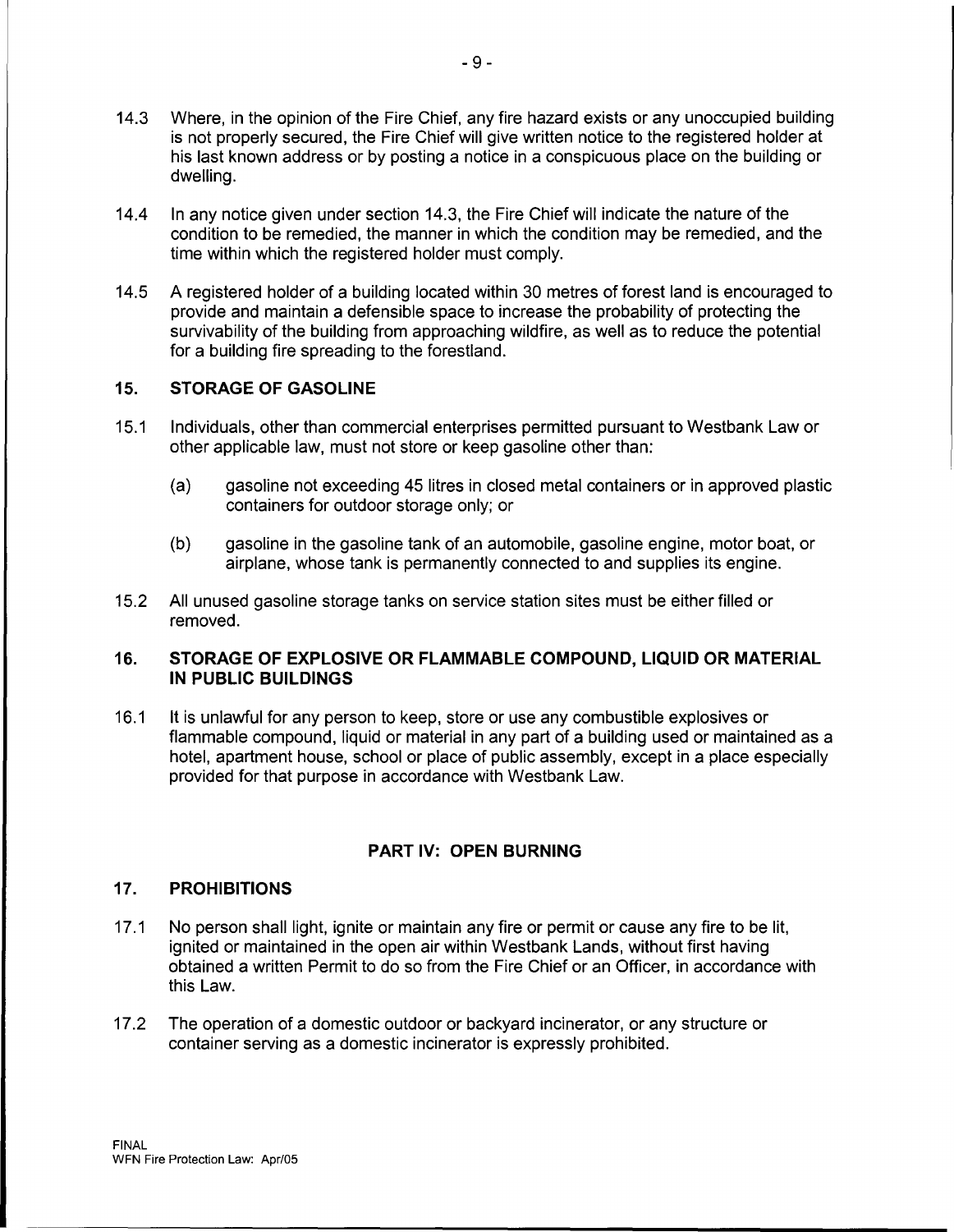14.3 Where, in the opinion of the Fire Chief, any fire hazard exists or any unoccupied building is not properly secured, the Fire Chief will give written notice to the registered holder at his last known address or by posting a notice in a conspicuous place on the building or dwelling.

14.4 In any notice given under section 14.3, the Fire Chief will indicate the nature of the condition to be remedied, the manner in which the condition may be remedied, and the time within which the registered holder must comply.

14.5 A registered holder of a building located within 30 metres of forest land is encouraged to provide and maintain a defensible space to increase the probability of protecting the survivability of the building from approaching wildfire, as well as to reduce the potential for a building fire spreading to the forestland.

## 15. STORAGE OF GASOLINE

15.1 Individuals, other than commercial enterprises permitted pursuant to Westbank Law or other applicable law, must not store or keep gasoline other than:

(a) gasoline not exceeding 45 litres in closed metal containers or in approved plastic containers for outdoor storage only; or

(b) gasoline in the gasoline tank of an automobile, gasoline engine, motor boat, or airplane, whose tank is permanently connected to and supplies its engine.

15.2 All unused gasoline storage tanks on service station sites must be either filled or removed.

## 16. STORAGE OF EXPLOSIVE OR FLAMMABLE COMPOUND, LIQUID OR MATERIAL IN PUBLIC BUILDINGS

16.1 It is unlawful for any person to keep, store or use any combustible explosives or flammable compound, liquid or material in any part of a building used or maintained as a hotel, apartment house, school or place of public assembly, except in a place especially provided for that purpose in accordance with Westbank Law.

# PART IV: OPEN BURNING

## 17. PROHIBITIONS

17.1 No person shall light, ignite or maintain any fire or permit or cause any fire to be lit, ignited or maintained in the open air within Westbank Lands, without first having obtained a written Permit to do so from the Fire Chief or an Officer, in accordance with this Law.

17.2 The operation of a domestic outdoor or backyard incinerator, or any structure or container serving as a domestic incinerator is expressly prohibited.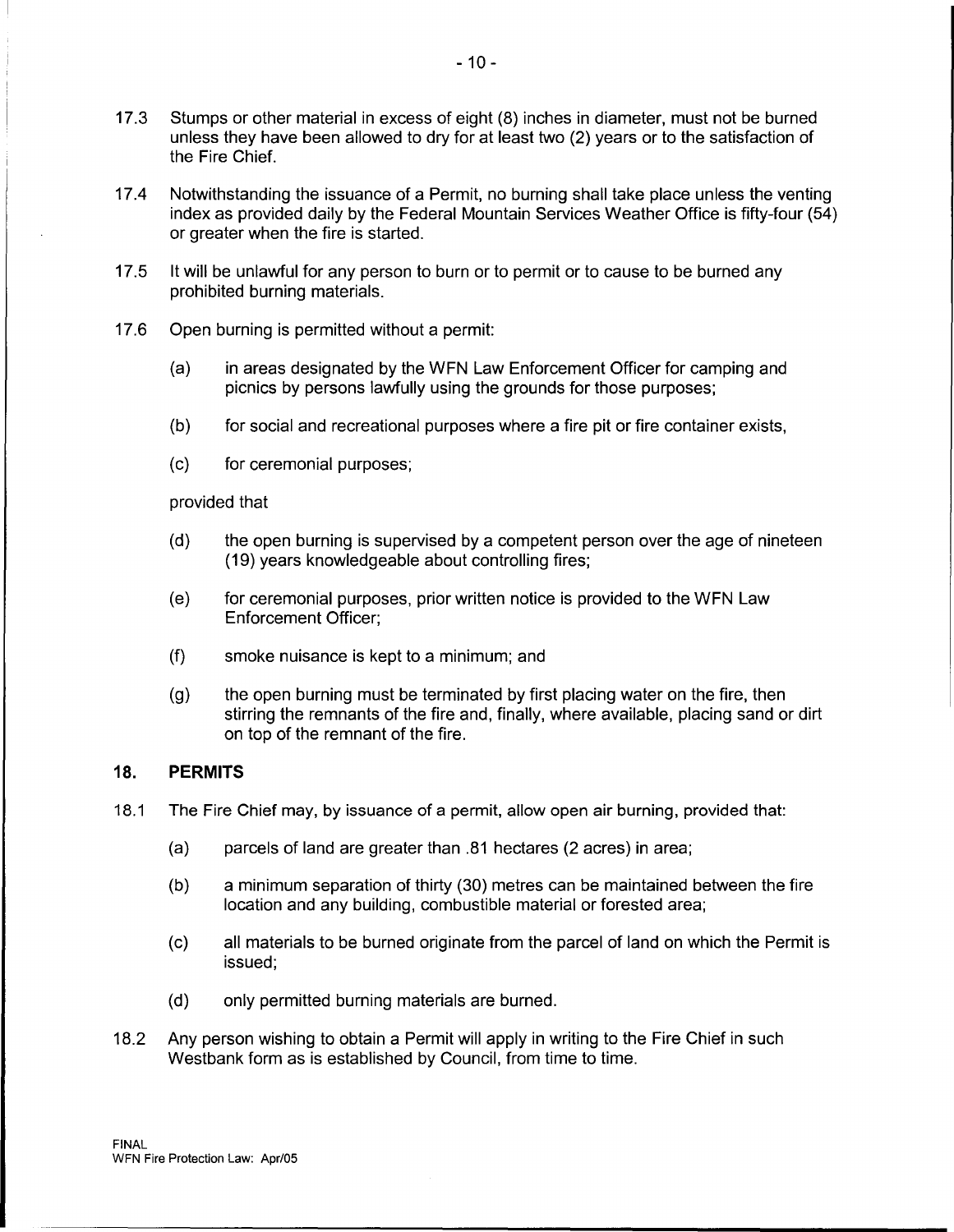17.3 Stumps or other material in excess of eight (8) inches in diameter, must not be burned unless they have been allowed to dry for at least two (2) years or to the satisfaction of the Fire Chief.

17.4 Notwithstanding the issuance of a Permit, no burning shall take place unless the venting index as provided daily by the Federal Mountain Services Weather Office is fifty-four (54) or greater when the fire is started.

17.5 It will be unlawful for any person to burn or to permit or to cause to be burned any prohibited burning materials.

17.6 Open burning is permitted without a permit:

(a) in areas designated by the WFN Law Enforcement Officer for camping and picnics by persons lawfully using the grounds for those purposes;

(b) for social and recreational purposes where a fire pit or fire container exists,

(c) for ceremonial purposes;

provided that

(d) the open burning is supervised by a competent person over the age of nineteen (19) years knowledgeable about controlling fires;

(e) for ceremonial purposes, prior written notice is provided to the WFN Law Enforcement Officer;

(f) smoke nuisance is kept to a minimum; and

(g) the open burning must be terminated by first placing water on the fire, then stirring the remnants of the fire and, finally, where available, placing sand or dirt on top of the remnant of the fire.

## 18. PERMITS

18.1 The Fire Chief may, by issuance of a permit, allow open air burning, provided that:

(a) parcels of land are greater than .81 hectares (2 acres) in area;

(b) a minimum separation of thirty (30) metres can be maintained between the fire location and any building, combustible material or forested area;

(c) all materials to be burned originate from the parcel of land on which the Permit is issued;

(d) only permitted burning materials are burned.

18.2 Any person wishing to obtain a Permit will apply in writing to the Fire Chief in such Westbank form as is established by Council, from time to time.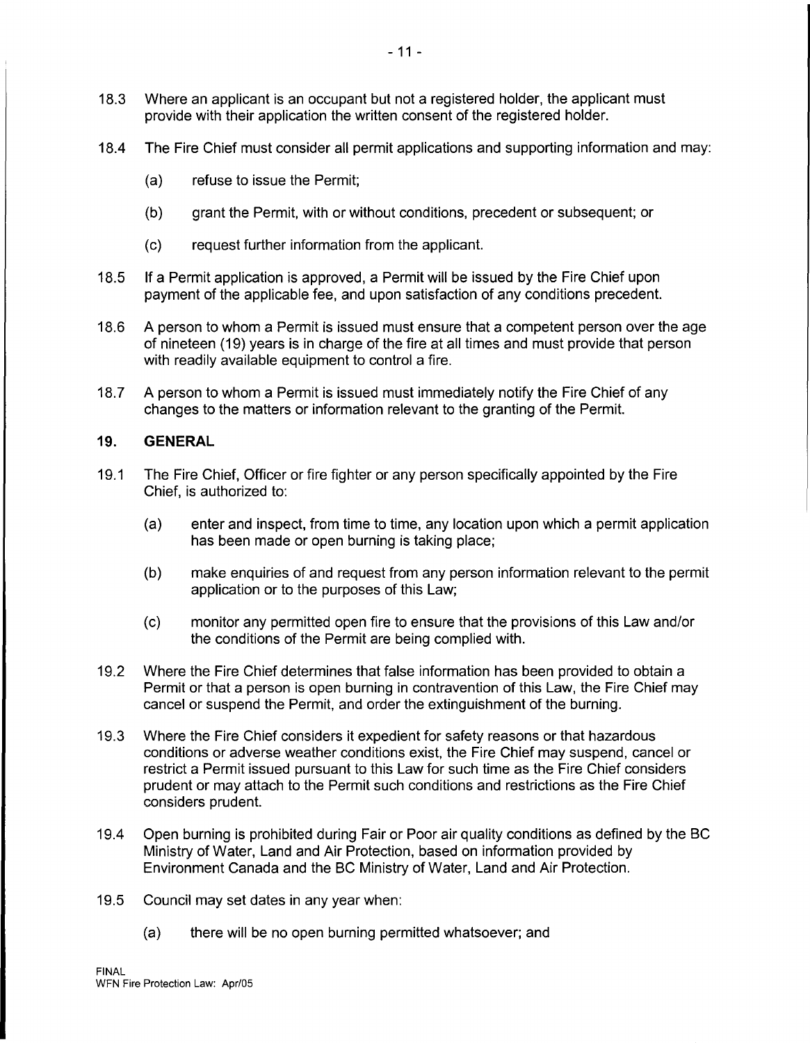18.3 Where an applicant is an occupant but not a registered holder, the applicant must provide with their application the written consent of the registered holder.

18.4 The Fire Chief must consider all permit applications and supporting information and may:

(a) refuse to issue the Permit;

(b) grant the Permit, with or without conditions, precedent or subsequent; or

(c) request further information from the applicant.

18.5 If a Permit application is approved, a Permit will be issued by the Fire Chief upon payment of the applicable fee, and upon satisfaction of any conditions precedent.

18.6 A person to whom a Permit is issued must ensure that a competent person over the age of nineteen (19) years is in charge of the fire at all times and must provide that person with readily available equipment to control a fire.

18.7 A person to whom a Permit is issued must immediately notify the Fire Chief of any changes to the matters or information relevant to the granting of the Permit.

## 19. GENERAL

19.1 The Fire Chief, Officer or fire fighter or any person specifically appointed by the Fire Chief, is authorized to:

(a) enter and inspect, from time to time, any location upon which a permit application has been made or open burning is taking place;

(b) make enquiries of and request from any person information relevant to the permit application or to the purposes of this Law;

(c) monitor any permitted open fire to ensure that the provisions of this Law and/or the conditions of the Permit are being complied with.

19.2 Where the Fire Chief determines that false information has been provided to obtain a Permit or that a person is open burning in contravention of this Law, the Fire Chief may cancel or suspend the Permit, and order the extinguishment of the burning.

19.3 Where the Fire Chief considers it expedient for safety reasons or that hazardous conditions or adverse weather conditions exist, the Fire Chief may suspend, cancel or restrict a Permit issued pursuant to this Law for such time as the Fire Chief considers prudent or may attach to the Permit such conditions and restrictions as the Fire Chief considers prudent.

19.4 Open burning is prohibited during Fair or Poor air quality conditions as defined by the BC Ministry of Water, Land and Air Protection, based on information provided by Environment Canada and the BC Ministry of Water, Land and Air Protection.

19.5 Council may set dates in any year when:

(a) there will be no open burning permitted whatsoever; and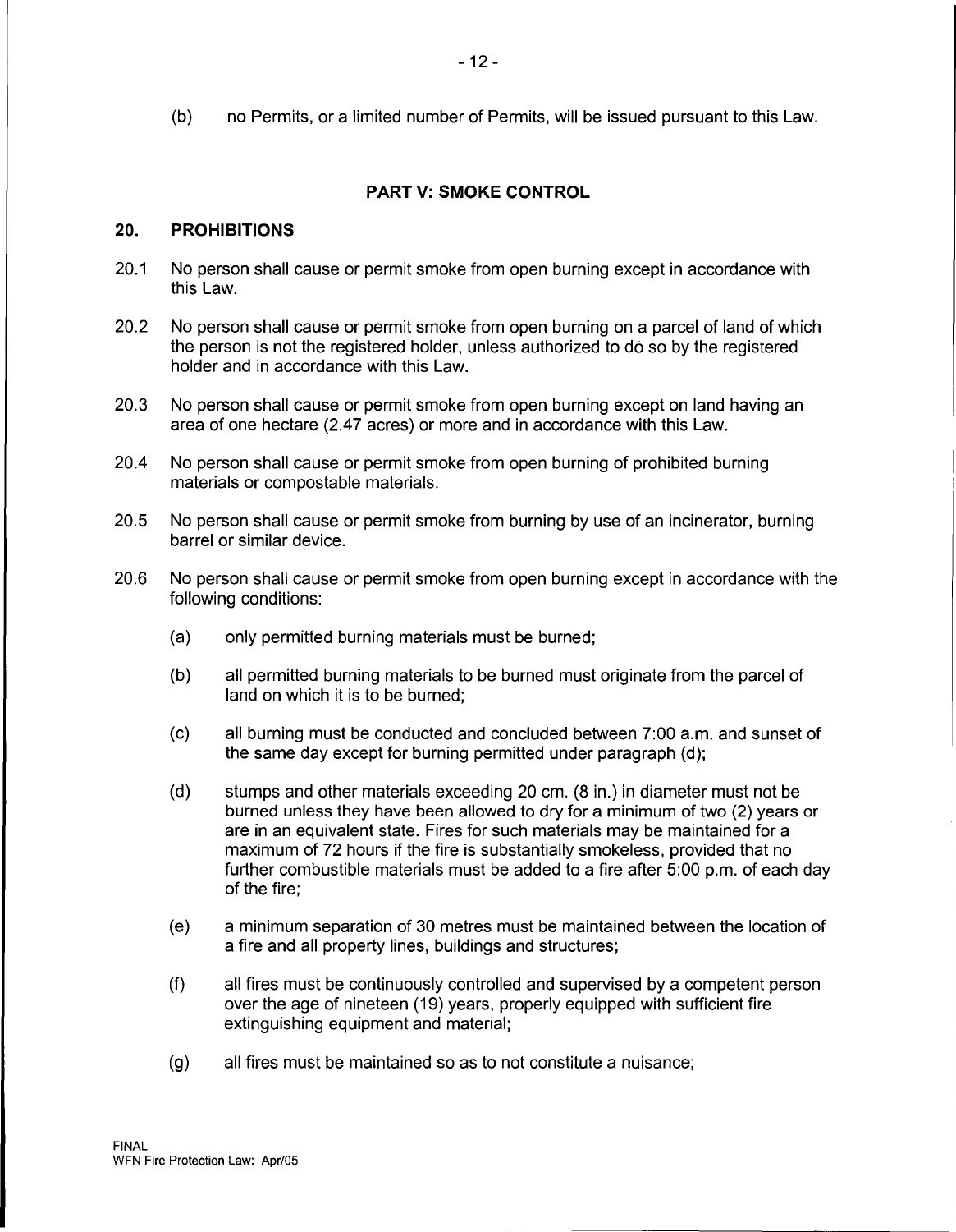(b) no Permits, or a limited number of Permits, will be issued pursuant to this Law.

## PART V: SMOKE CONTROL

### 20. PROHIBITIONS

20.1 No person shall cause or permit smoke from open burning except in accordance with this Law.

20.2 No person shall cause or permit smoke from open burning on a parcel of land of which the person is not the registered holder, unless authorized to do so by the registered holder and in accordance with this Law.

20.3 No person shall cause or permit smoke from open burning except on land having an area of one hectare (2.47 acres) or more and in accordance with this Law.

20.4 No person shall cause or permit smoke from open burning of prohibited burning materials or compostable materials.

20.5 No person shall cause or permit smoke from burning by use of an incinerator, burning barrel or similar device.

20.6 No person shall cause or permit smoke from open burning except in accordance with the following conditions:

(a) only permitted burning materials must be burned;

(b) all permitted burning materials to be burned must originate from the parcel of land on which it is to be burned;

(c) all burning must be conducted and concluded between 7:00 a.m. and sunset of the same day except for burning permitted under paragraph (d);

(d) stumps and other materials exceeding 20 cm. (8 in.) in diameter must not be burned unless they have been allowed to dry for a minimum of two (2) years or are in an equivalent state. Fires for such materials may be maintained for a maximum of 72 hours if the fire is substantially smokeless, provided that no further combustible materials must be added to a fire after 5:00 p.m. of each day of the fire;

(e) a minimum separation of 30 metres must be maintained between the location of a fire and all property lines, buildings and structures;

(f) all fires must be continuously controlled and supervised by a competent person over the age of nineteen (19) years, properly equipped with sufficient fire extinguishing equipment and material;

(g) all fires must be maintained so as to not constitute a nuisance;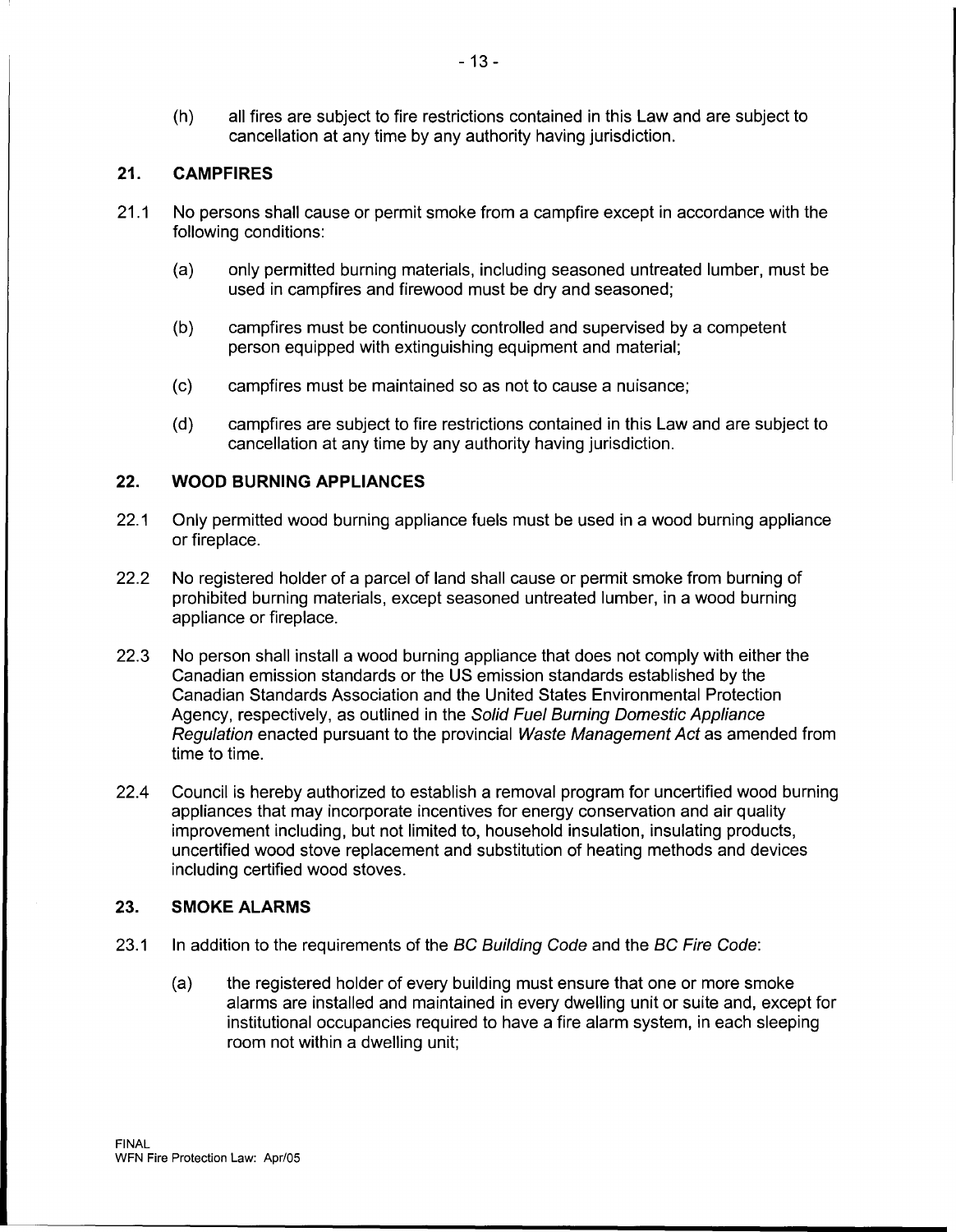(h) all fires are subject to fire restrictions contained in this Law and are subject to cancellation at any time by any authority having jurisdiction.

## 21. CAMPFIRES

21.1 No persons shall cause or permit smoke from a campfire except in accordance with the following conditions:

(a) only permitted burning materials, including seasoned untreated lumber, must be used in campfires and firewood must be dry and seasoned;

(b) campfires must be continuously controlled and supervised by a competent person equipped with extinguishing equipment and material;

(c) campfires must be maintained so as not to cause a nuisance;

(d) campfires are subject to fire restrictions contained in this Law and are subject to cancellation at any time by any authority having jurisdiction.

## 22. WOOD BURNING APPLIANCES

22.1 Only permitted wood burning appliance fuels must be used in a wood burning appliance or fireplace.

22.2 No registered holder of a parcel of land shall cause or permit smoke from burning of prohibited burning materials, except seasoned untreated lumber, in a wood burning appliance or fireplace.

22.3 No person shall install a wood burning appliance that does not comply with either the Canadian emission standards or the US emission standards established by the Canadian Standards Association and the United States Environmental Protection Agency, respectively, as outlined in the *Solid Fuel Burning Domestic Appliance Regulation* enacted pursuant to the provincial *Waste Management Act* as amended from time to time.

22.4 Council is hereby authorized to establish a removal program for uncertified wood burning appliances that may incorporate incentives for energy conservation and air quality improvement including, but not limited to, household insulation, insulating products, uncertified wood stove replacement and substitution of heating methods and devices including certified wood stoves.

## 23. SMOKE ALARMS

23.1 In addition to the requirements of the *BC Building Code* and the *BC Fire Code*:

(a) the registered holder of every building must ensure that one or more smoke alarms are installed and maintained in every dwelling unit or suite and, except for institutional occupancies required to have a fire alarm system, in each sleeping room not within a dwelling unit;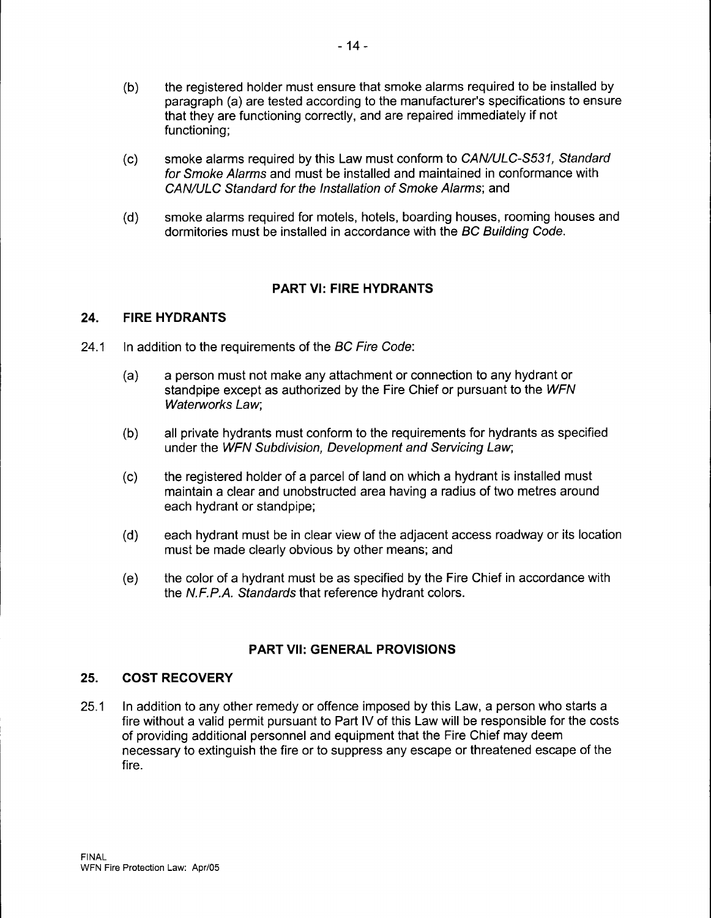(b) the registered holder must ensure that smoke alarms required to be installed by paragraph (a) are tested according to the manufacturer's specifications to ensure that they are functioning correctly, and are repaired immediately if not functioning;

(c) smoke alarms required by this Law must conform to *CAN/ULC-S531, Standard for Smoke Alarms* and must be installed and maintained in conformance with *CAN/ULC Standard for the Installation of Smoke Alarms*; and

(d) smoke alarms required for motels, hotels, boarding houses, rooming houses and dormitories must be installed in accordance with the *BC Building Code*.

## PART VI: FIRE HYDRANTS

### 24. FIRE HYDRANTS

24.1 In addition to the requirements of the *BC Fire Code*:

(a) a person must not make any attachment or connection to any hydrant or standpipe except as authorized by the Fire Chief or pursuant to the *WFN Waterworks Law*;

(b) all private hydrants must conform to the requirements for hydrants as specified under the *WFN Subdivision, Development and Servicing Law*;

(c) the registered holder of a parcel of land on which a hydrant is installed must maintain a clear and unobstructed area having a radius of two metres around each hydrant or standpipe;

(d) each hydrant must be in clear view of the adjacent access roadway or its location must be made clearly obvious by other means; and

(e) the color of a hydrant must be as specified by the Fire Chief in accordance with the *N.F.P.A. Standards* that reference hydrant colors.

## PART VII: GENERAL PROVISIONS

### 25. COST RECOVERY

25.1 In addition to any other remedy or offence imposed by this Law, a person who starts a fire without a valid permit pursuant to Part IV of this Law will be responsible for the costs of providing additional personnel and equipment that the Fire Chief may deem necessary to extinguish the fire or to suppress any escape or threatened escape of the fire.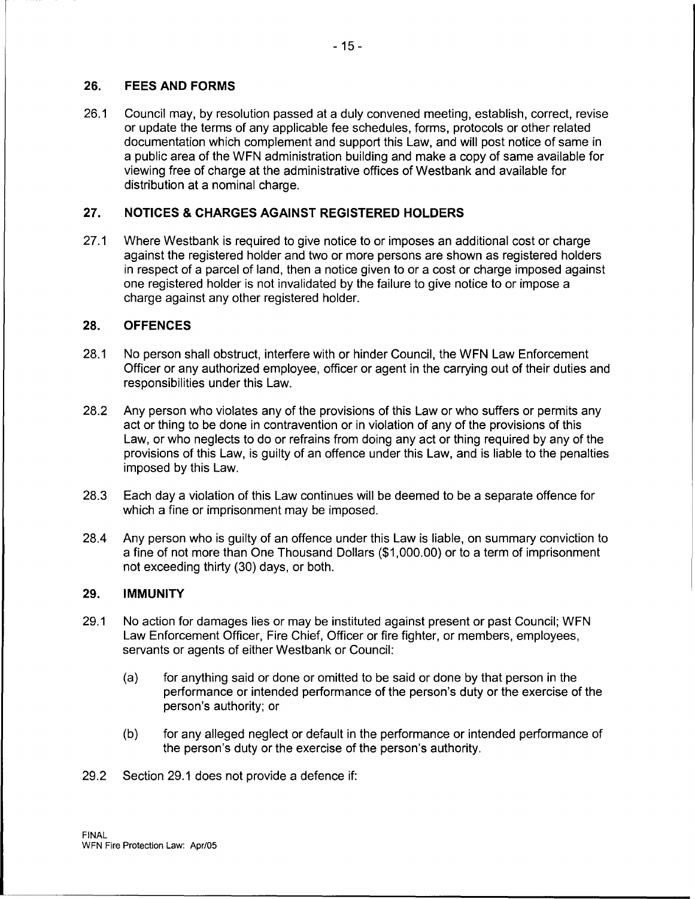## 26. FEES AND FORMS

26.1 Council may, by resolution passed at a duly convened meeting, establish, correct, revise or update the terms of any applicable fee schedules, forms, protocols or other related documentation which complement and support this Law, and will post notice of same in a public area of the WFN administration building and make a copy of same available for viewing free of charge at the administrative offices of Westbank and available for distribution at a nominal charge.

## 27. NOTICES & CHARGES AGAINST REGISTERED HOLDERS

27.1 Where Westbank is required to give notice to or imposes an additional cost or charge against the registered holder and two or more persons are shown as registered holders in respect of a parcel of land, then a notice given to or a cost or charge imposed against one registered holder is not invalidated by the failure to give notice to or impose a charge against any other registered holder.

## 28. OFFENCES

28.1 No person shall obstruct, interfere with or hinder Council, the WFN Law Enforcement Officer or any authorized employee, officer or agent in the carrying out of their duties and responsibilities under this Law.

28.2 Any person who violates any of the provisions of this Law or who suffers or permits any act or thing to be done in contravention or in violation of any of the provisions of this Law, or who neglects to do or refrains from doing any act or thing required by any of the provisions of this Law, is guilty of an offence under this Law, and is liable to the penalties imposed by this Law.

28.3 Each day a violation of this Law continues will be deemed to be a separate offence for which a fine or imprisonment may be imposed.

28.4 Any person who is guilty of an offence under this Law is liable, on summary conviction to a fine of not more than One Thousand Dollars ($1,000.00) or to a term of imprisonment not exceeding thirty (30) days, or both.

## 29. IMMUNITY

29.1 No action for damages lies or may be instituted against present or past Council; WFN Law Enforcement Officer, Fire Chief, Officer or fire fighter, or members, employees, servants or agents of either Westbank or Council:

(a) for anything said or done or omitted to be said or done by that person in the performance or intended performance of the person's duty or the exercise of the person's authority; or

(b) for any alleged neglect or default in the performance or intended performance of the person's duty or the exercise of the person's authority.

29.2 Section 29.1 does not provide a defence if: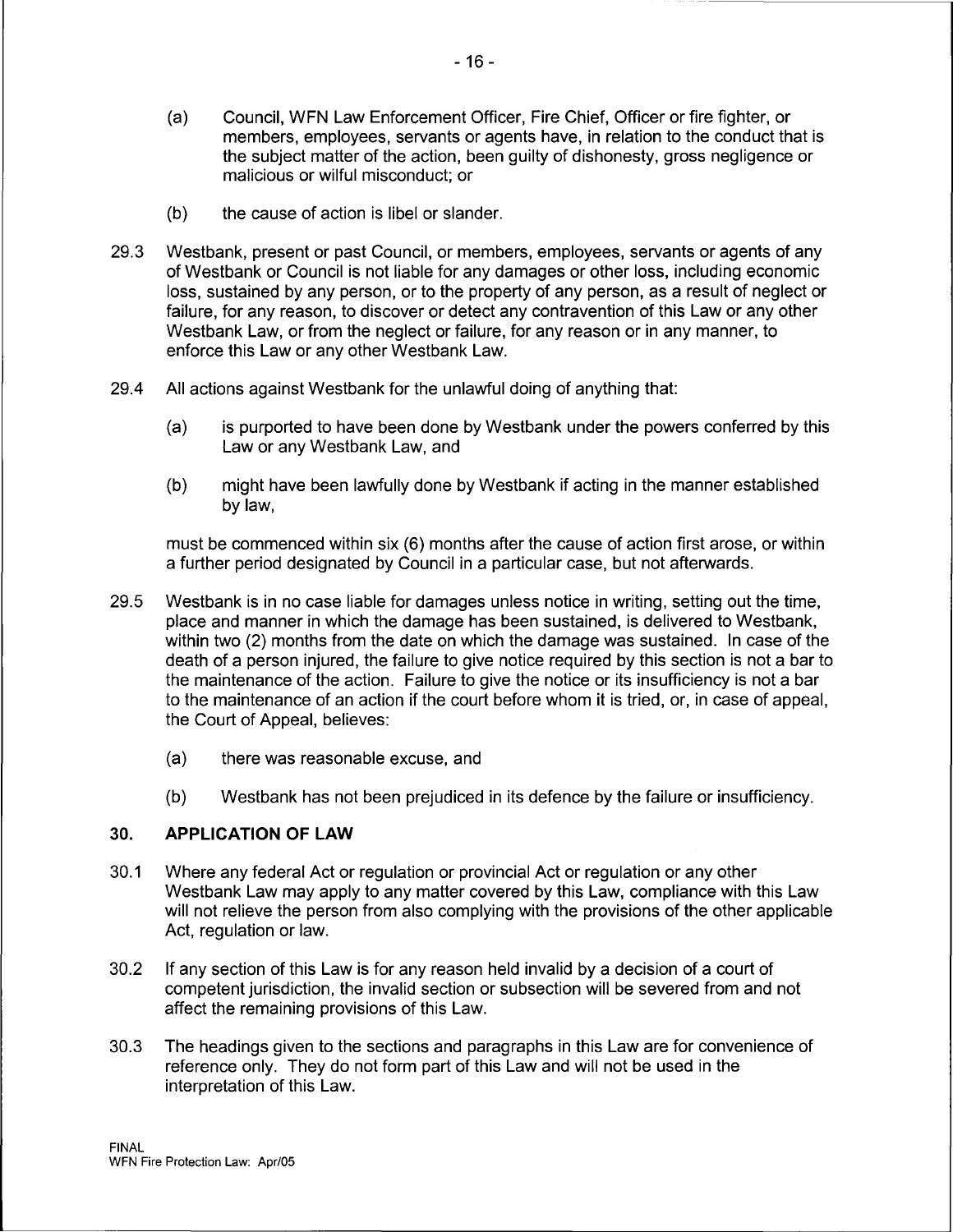(a) Council, WFN Law Enforcement Officer, Fire Chief, Officer or fire fighter, or members, employees, servants or agents have, in relation to the conduct that is the subject matter of the action, been guilty of dishonesty, gross negligence or malicious or wilful misconduct; or

(b) the cause of action is libel or slander.

29.3 Westbank, present or past Council, or members, employees, servants or agents of any of Westbank or Council is not liable for any damages or other loss, including economic loss, sustained by any person, or to the property of any person, as a result of neglect or failure, for any reason, to discover or detect any contravention of this Law or any other Westbank Law, or from the neglect or failure, for any reason or in any manner, to enforce this Law or any other Westbank Law.

29.4 All actions against Westbank for the unlawful doing of anything that:

(a) is purported to have been done by Westbank under the powers conferred by this Law or any Westbank Law, and

(b) might have been lawfully done by Westbank if acting in the manner established by law,

must be commenced within six (6) months after the cause of action first arose, or within a further period designated by Council in a particular case, but not afterwards.

29.5 Westbank is in no case liable for damages unless notice in writing, setting out the time, place and manner in which the damage has been sustained, is delivered to Westbank, within two (2) months from the date on which the damage was sustained. In case of the death of a person injured, the failure to give notice required by this section is not a bar to the maintenance of the action. Failure to give the notice or its insufficiency is not a bar to the maintenance of an action if the court before whom it is tried, or, in case of appeal, the Court of Appeal, believes:

(a) there was reasonable excuse, and

(b) Westbank has not been prejudiced in its defence by the failure or insufficiency.

## 30. APPLICATION OF LAW

30.1 Where any federal Act or regulation or provincial Act or regulation or any other Westbank Law may apply to any matter covered by this Law, compliance with this Law will not relieve the person from also complying with the provisions of the other applicable Act, regulation or law.

30.2 If any section of this Law is for any reason held invalid by a decision of a court of competent jurisdiction, the invalid section or subsection will be severed from and not affect the remaining provisions of this Law.

30.3 The headings given to the sections and paragraphs in this Law are for convenience of reference only. They do not form part of this Law and will not be used in the interpretation of this Law.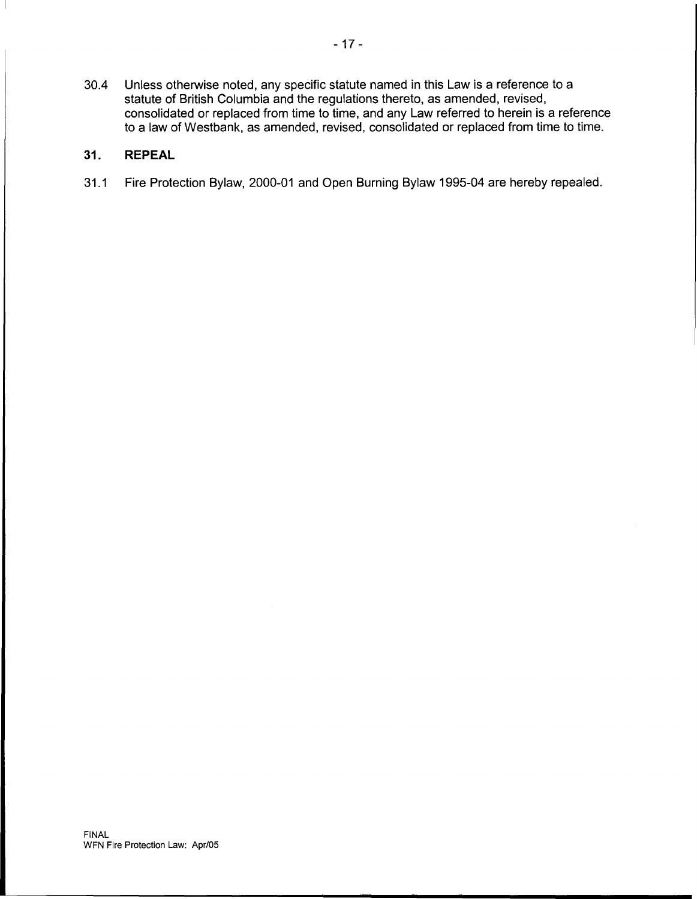30.4 Unless otherwise noted, any specific statute named in this Law is a reference to a statute of British Columbia and the regulations thereto, as amended, revised, consolidated or replaced from time to time, and any Law referred to herein is a reference to a law of Westbank, as amended, revised, consolidated or replaced from time to time.

## 31. REPEAL

31.1 Fire Protection Bylaw, 2000-01 and Open Burning Bylaw 1995-04 are hereby repealed.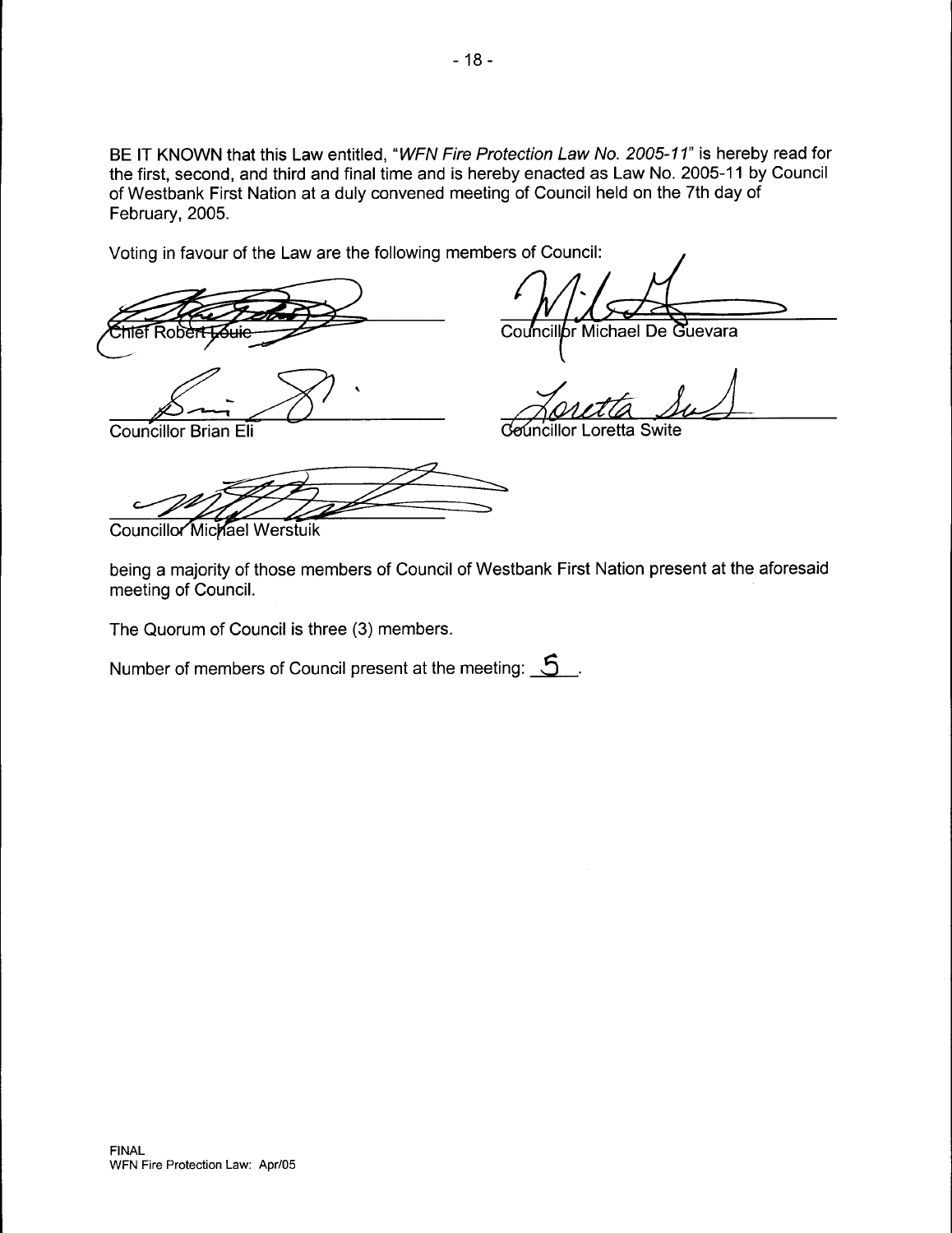BE IT KNOWN that this Law entitled, "*WFN Fire Protection Law No. 2005-11*" is hereby read for the first, second, and third and final time and is hereby enacted as Law No. 2005-11 by Council of Westbank First Nation at a duly convened meeting of Council held on the 7th day of February, 2005.

Voting in favour of the Law are the following members of Council:

Chief Robert Louie

Councillor Michael De Guevara

Councillor Brian Eli

Councillor Loretta Swite

Councillor Michael Werstuik

being a majority of those members of Council of Westbank First Nation present at the aforesaid meeting of Council.

The Quorum of Council is three (3) members.

Number of members of Council present at the meeting: 5.

FINAL
WFN Fire Protection Law: Apr/05